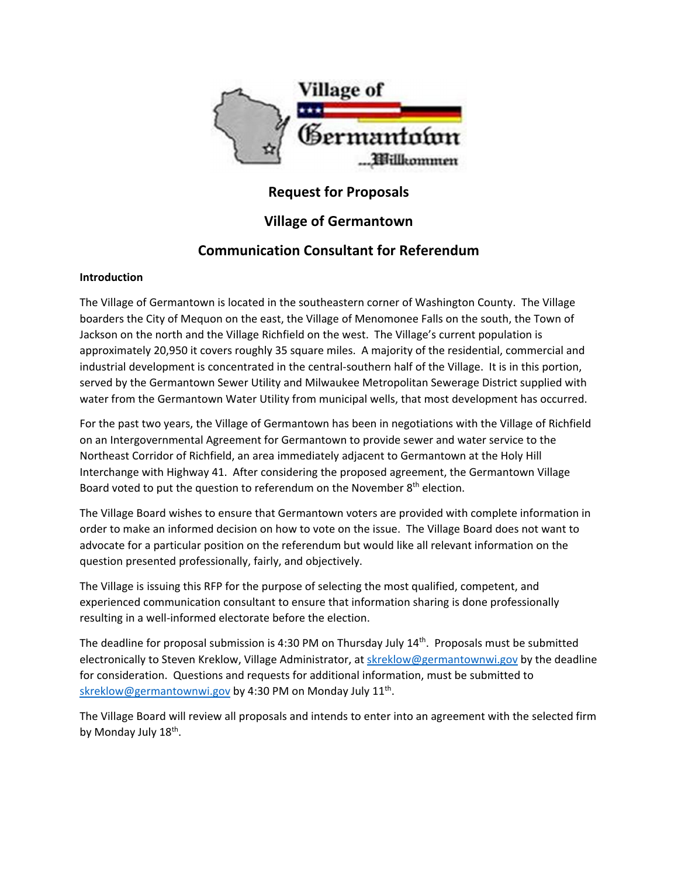Village of Germantown ...Willkommen

# Request for Proposals

## Village of Germantown

## Communication Consultant for Referendum

**Introduction**

The Village of Germantown is located in the southeastern corner of Washington County. The Village boarders the City of Mequon on the east, the Village of Menomonee Falls on the south, the Town of Jackson on the north and the Village Richfield on the west. The Village's current population is approximately 20,950 it covers roughly 35 square miles. A majority of the residential, commercial and industrial development is concentrated in the central-southern half of the Village. It is in this portion, served by the Germantown Sewer Utility and Milwaukee Metropolitan Sewerage District supplied with water from the Germantown Water Utility from municipal wells, that most development has occurred.

For the past two years, the Village of Germantown has been in negotiations with the Village of Richfield on an Intergovernmental Agreement for Germantown to provide sewer and water service to the Northeast Corridor of Richfield, an area immediately adjacent to Germantown at the Holy Hill Interchange with Highway 41. After considering the proposed agreement, the Germantown Village Board voted to put the question to referendum on the November 8th election.

The Village Board wishes to ensure that Germantown voters are provided with complete information in order to make an informed decision on how to vote on the issue. The Village Board does not want to advocate for a particular position on the referendum but would like all relevant information on the question presented professionally, fairly, and objectively.

The Village is issuing this RFP for the purpose of selecting the most qualified, competent, and experienced communication consultant to ensure that information sharing is done professionally resulting in a well-informed electorate before the election.

The deadline for proposal submission is 4:30 PM on Thursday July 14th. Proposals must be submitted electronically to Steven Kreklow, Village Administrator, at skreklow@germantownwi.gov by the deadline for consideration. Questions and requests for additional information, must be submitted to skreklow@germantownwi.gov by 4:30 PM on Monday July 11th.

The Village Board will review all proposals and intends to enter into an agreement with the selected firm by Monday July 18th.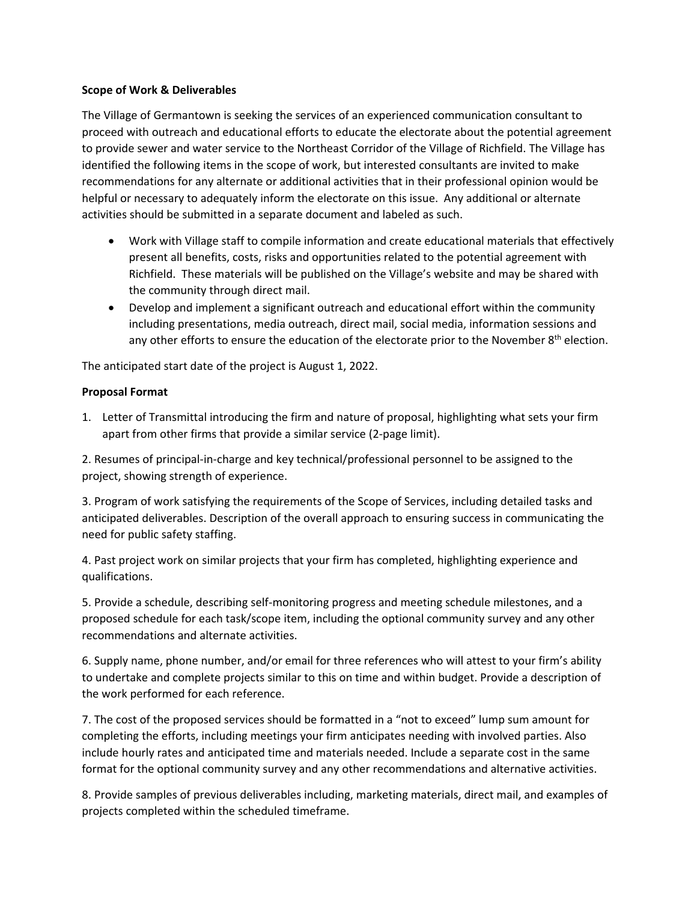**Scope of Work & Deliverables**

The Village of Germantown is seeking the services of an experienced communication consultant to proceed with outreach and educational efforts to educate the electorate about the potential agreement to provide sewer and water service to the Northeast Corridor of the Village of Richfield. The Village has identified the following items in the scope of work, but interested consultants are invited to make recommendations for any alternate or additional activities that in their professional opinion would be helpful or necessary to adequately inform the electorate on this issue. Any additional or alternate activities should be submitted in a separate document and labeled as such.

- Work with Village staff to compile information and create educational materials that effectively present all benefits, costs, risks and opportunities related to the potential agreement with Richfield. These materials will be published on the Village's website and may be shared with the community through direct mail.
- Develop and implement a significant outreach and educational effort within the community including presentations, media outreach, direct mail, social media, information sessions and any other efforts to ensure the education of the electorate prior to the November 8th election.

The anticipated start date of the project is August 1, 2022.

**Proposal Format**

1. Letter of Transmittal introducing the firm and nature of proposal, highlighting what sets your firm apart from other firms that provide a similar service (2-page limit).

2. Resumes of principal-in-charge and key technical/professional personnel to be assigned to the project, showing strength of experience.

3. Program of work satisfying the requirements of the Scope of Services, including detailed tasks and anticipated deliverables. Description of the overall approach to ensuring success in communicating the need for public safety staffing.

4. Past project work on similar projects that your firm has completed, highlighting experience and qualifications.

5. Provide a schedule, describing self-monitoring progress and meeting schedule milestones, and a proposed schedule for each task/scope item, including the optional community survey and any other recommendations and alternate activities.

6. Supply name, phone number, and/or email for three references who will attest to your firm's ability to undertake and complete projects similar to this on time and within budget. Provide a description of the work performed for each reference.

7. The cost of the proposed services should be formatted in a "not to exceed" lump sum amount for completing the efforts, including meetings your firm anticipates needing with involved parties. Also include hourly rates and anticipated time and materials needed. Include a separate cost in the same format for the optional community survey and any other recommendations and alternative activities.

8. Provide samples of previous deliverables including, marketing materials, direct mail, and examples of projects completed within the scheduled timeframe.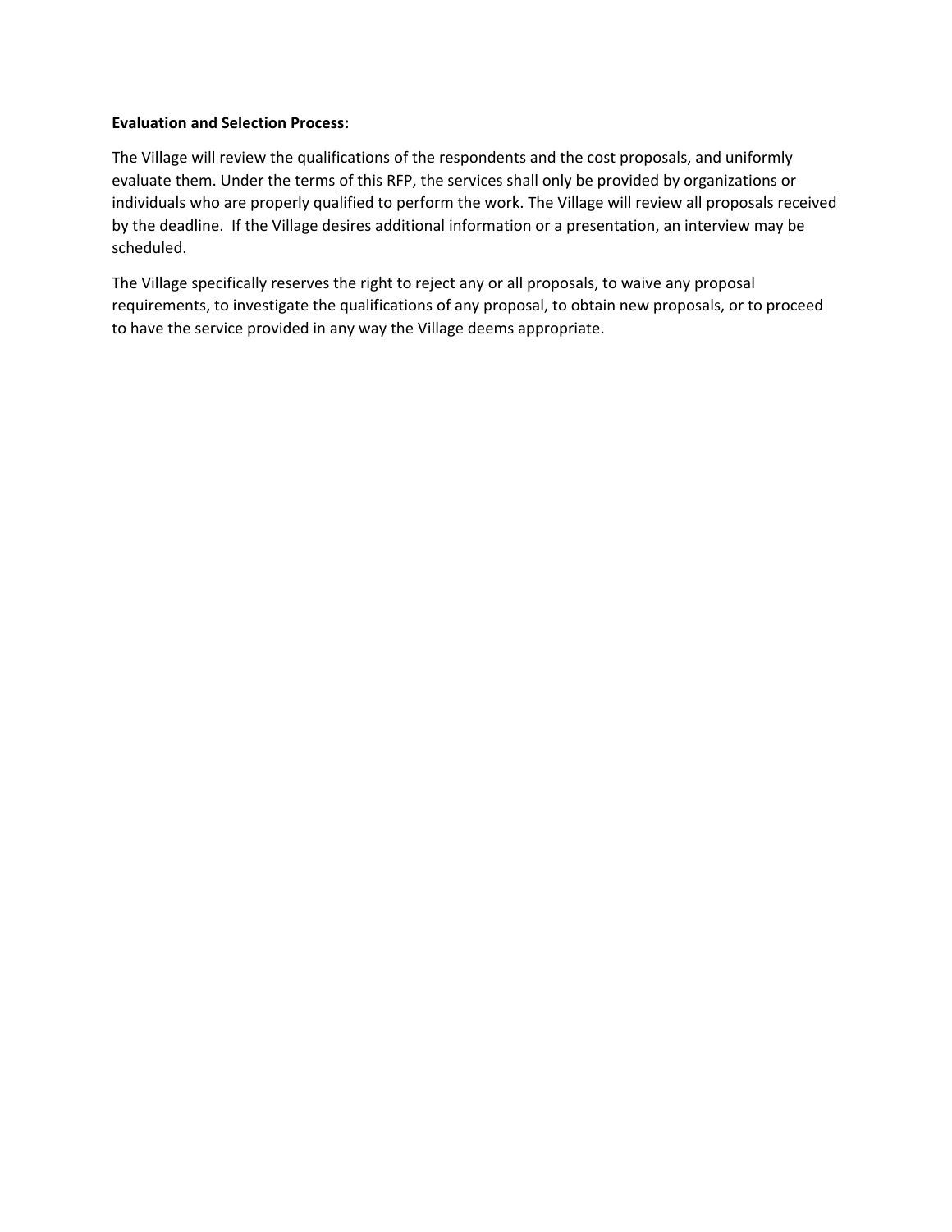**Evaluation and Selection Process:**

The Village will review the qualifications of the respondents and the cost proposals, and uniformly evaluate them. Under the terms of this RFP, the services shall only be provided by organizations or individuals who are properly qualified to perform the work. The Village will review all proposals received by the deadline. If the Village desires additional information or a presentation, an interview may be scheduled.

The Village specifically reserves the right to reject any or all proposals, to waive any proposal requirements, to investigate the qualifications of any proposal, to obtain new proposals, or to proceed to have the service provided in any way the Village deems appropriate.